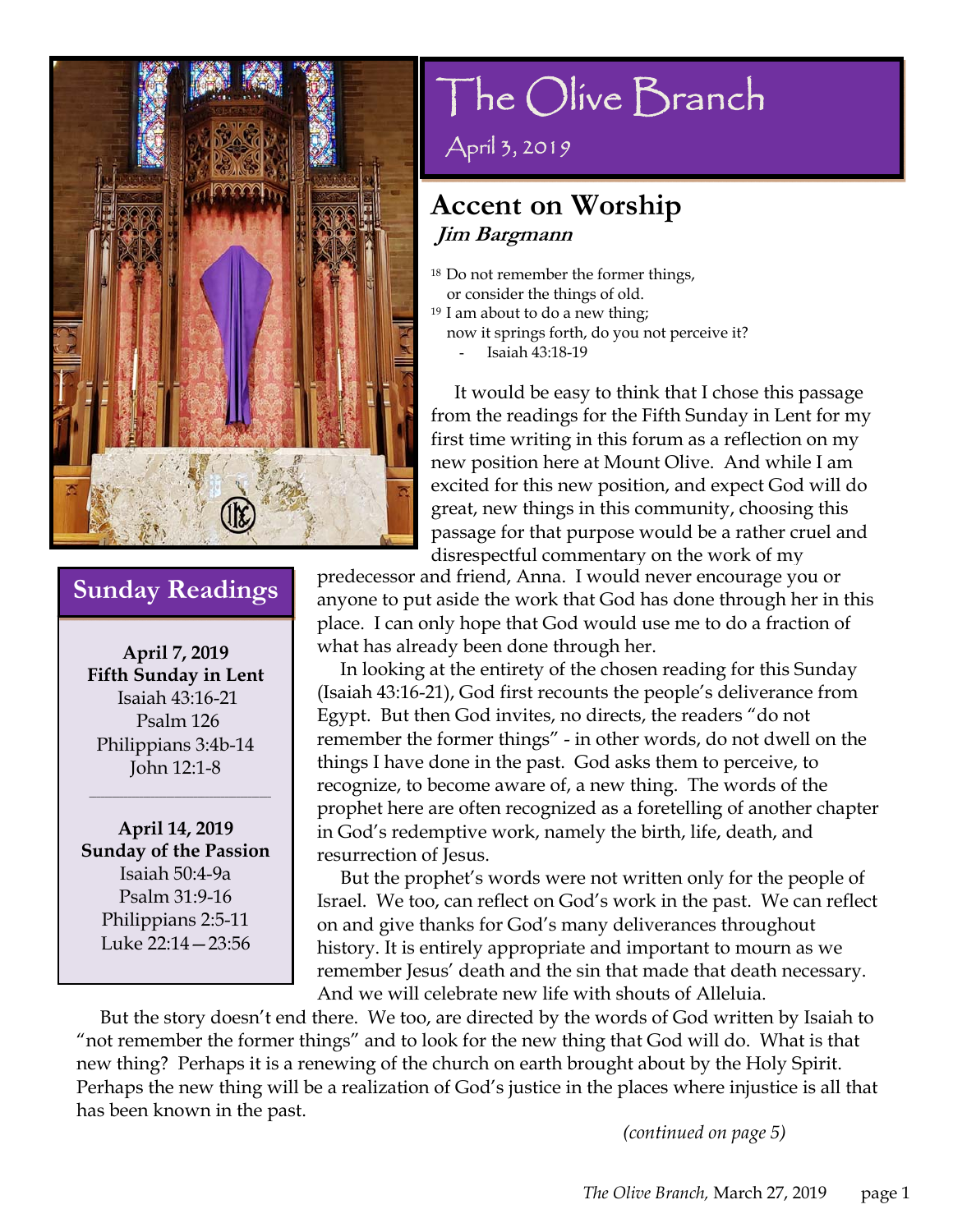# The Olive Branch

April 3, 2019

## Accent on Worship

***Jim Bargmann***

[18] Do not remember the former things,
or consider the things of old.
[19] I am about to do a new thing;
now it springs forth, do you not perceive it?
- Isaiah 43:18-19

It would be easy to think that I chose this passage from the readings for the Fifth Sunday in Lent for my first time writing in this forum as a reflection on my new position here at Mount Olive. And while I am excited for this new position, and expect God will do great, new things in this community, choosing this passage for that purpose would be a rather cruel and disrespectful commentary on the work of my predecessor and friend, Anna. I would never encourage you or anyone to put aside the work that God has done through her in this place. I can only hope that God would use me to do a fraction of what has already been done through her.

In looking at the entirety of the chosen reading for this Sunday (Isaiah 43:16-21), God first recounts the people's deliverance from Egypt. But then God invites, no directs, the readers "do not remember the former things" - in other words, do not dwell on the things I have done in the past. God asks them to perceive, to recognize, to become aware of, a new thing. The words of the prophet here are often recognized as a foretelling of another chapter in God's redemptive work, namely the birth, life, death, and resurrection of Jesus.

But the prophet's words were not written only for the people of Israel. We too, can reflect on God's work in the past. We can reflect on and give thanks for God's many deliverances throughout history. It is entirely appropriate and important to mourn as we remember Jesus' death and the sin that made that death necessary. And we will celebrate new life with shouts of Alleluia.

But the story doesn't end there. We too, are directed by the words of God written by Isaiah to "not remember the former things" and to look for the new thing that God will do. What is that new thing? Perhaps it is a renewing of the church on earth brought about by the Holy Spirit. Perhaps the new thing will be a realization of God's justice in the places where injustice is all that has been known in the past.

*(continued on page 5)*

## Sunday Readings

**April 7, 2019**
**Fifth Sunday in Lent**
Isaiah 43:16-21
Psalm 126
Philippians 3:4b-14
John 12:1-8

---

**April 14, 2019**
**Sunday of the Passion**
Isaiah 50:4-9a
Psalm 31:9-16
Philippians 2:5-11
Luke 22:14—23:56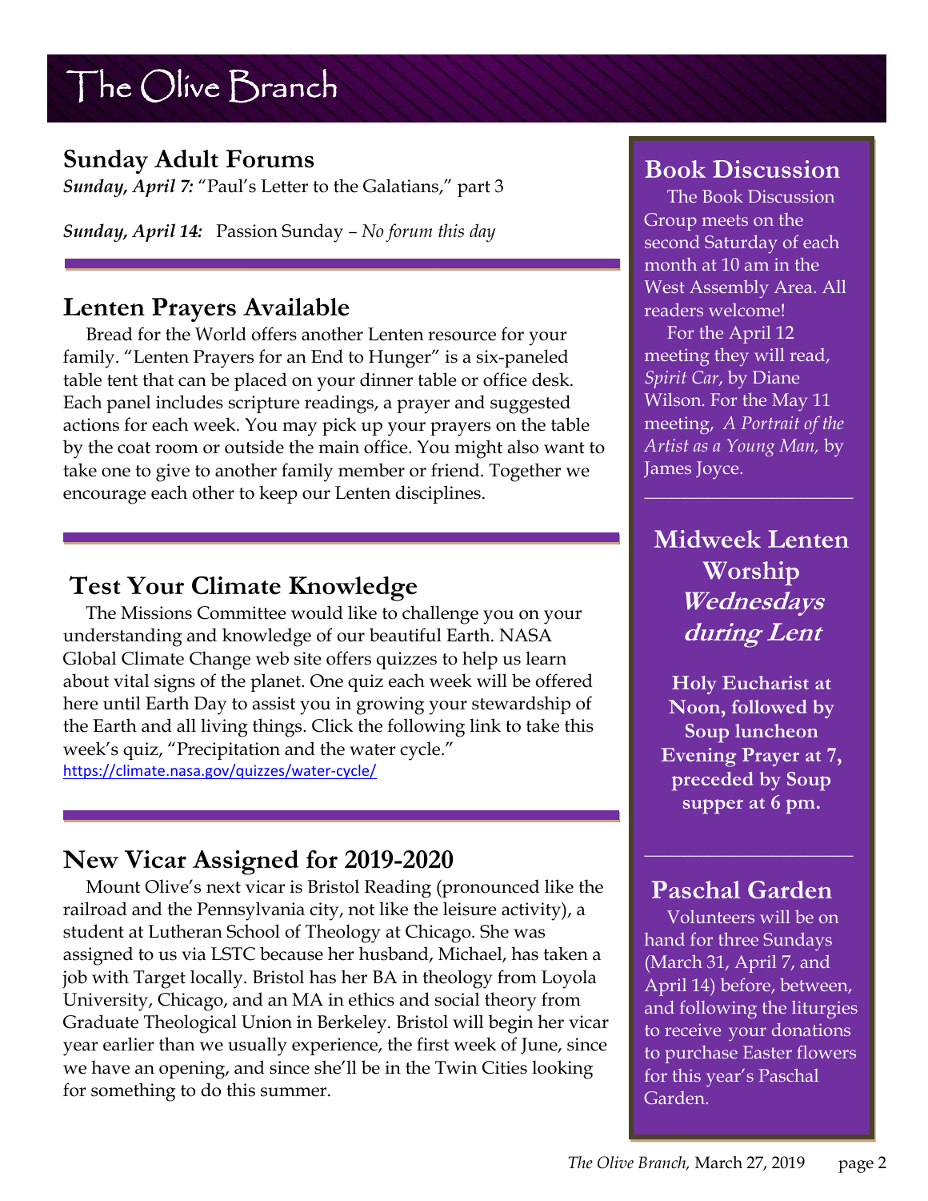# The Olive Branch

## Sunday Adult Forums

***Sunday, April 7:*** "Paul's Letter to the Galatians," part 3

***Sunday, April 14:*** Passion Sunday – *No forum this day*

## Lenten Prayers Available

Bread for the World offers another Lenten resource for your family. "Lenten Prayers for an End to Hunger" is a six-paneled table tent that can be placed on your dinner table or office desk. Each panel includes scripture readings, a prayer and suggested actions for each week. You may pick up your prayers on the table by the coat room or outside the main office. You might also want to take one to give to another family member or friend. Together we encourage each other to keep our Lenten disciplines.

## Test Your Climate Knowledge

The Missions Committee would like to challenge you on your understanding and knowledge of our beautiful Earth. NASA Global Climate Change web site offers quizzes to help us learn about vital signs of the planet. One quiz each week will be offered here until Earth Day to assist you in growing your stewardship of the Earth and all living things. Click the following link to take this week's quiz, "Precipitation and the water cycle."
https://climate.nasa.gov/quizzes/water-cycle/

## New Vicar Assigned for 2019-2020

Mount Olive's next vicar is Bristol Reading (pronounced like the railroad and the Pennsylvania city, not like the leisure activity), a student at Lutheran School of Theology at Chicago. She was assigned to us via LSTC because her husband, Michael, has taken a job with Target locally. Bristol has her BA in theology from Loyola University, Chicago, and an MA in ethics and social theory from Graduate Theological Union in Berkeley. Bristol will begin her vicar year earlier than we usually experience, the first week of June, since we have an opening, and since she'll be in the Twin Cities looking for something to do this summer.

## Book Discussion

The Book Discussion Group meets on the second Saturday of each month at 10 am in the West Assembly Area. All readers welcome!

For the April 12 meeting they will read, *Spirit Car*, by Diane Wilson. For the May 11 meeting, *A Portrait of the Artist as a Young Man,* by James Joyce.

## Midweek Lenten Worship *Wednesdays during Lent*

**Holy Eucharist at Noon, followed by Soup luncheon**
**Evening Prayer at 7, preceded by Soup supper at 6 pm.**

## Paschal Garden

Volunteers will be on hand for three Sundays (March 31, April 7, and April 14) before, between, and following the liturgies to receive your donations to purchase Easter flowers for this year's Paschal Garden.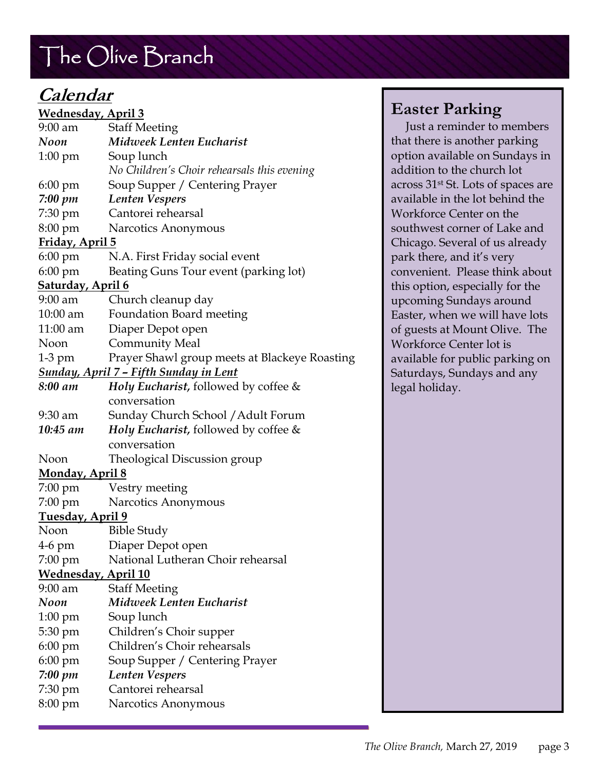# The Olive Branch

## Calendar

**Wednesday, April 3**

9:00 am Staff Meeting
***Noon*** ***Midweek Lenten Eucharist***
1:00 pm Soup lunch
*No Children's Choir rehearsals this evening*
6:00 pm Soup Supper / Centering Prayer
***7:00 pm*** ***Lenten Vespers***
7:30 pm Cantorei rehearsal
8:00 pm Narcotics Anonymous

**Friday, April 5**

6:00 pm N.A. First Friday social event
6:00 pm Beating Guns Tour event (parking lot)

**Saturday, April 6**

9:00 am Church cleanup day
10:00 am Foundation Board meeting
11:00 am Diaper Depot open
Noon Community Meal
1-3 pm Prayer Shawl group meets at Blackeye Roasting

***Sunday, April 7 – Fifth Sunday in Lent***

***8:00 am*** ***Holy Eucharist,*** followed by coffee & conversation
9:30 am Sunday Church School / Adult Forum
***10:45 am*** ***Holy Eucharist,*** followed by coffee & conversation
Noon Theological Discussion group

**Monday, April 8**

7:00 pm Vestry meeting
7:00 pm Narcotics Anonymous

**Tuesday, April 9**

Noon Bible Study
4-6 pm Diaper Depot open
7:00 pm National Lutheran Choir rehearsal

**Wednesday, April 10**

9:00 am Staff Meeting
***Noon*** ***Midweek Lenten Eucharist***
1:00 pm Soup lunch
5:30 pm Children's Choir supper
6:00 pm Children's Choir rehearsals
6:00 pm Soup Supper / Centering Prayer
***7:00 pm*** ***Lenten Vespers***
7:30 pm Cantorei rehearsal
8:00 pm Narcotics Anonymous

## Easter Parking

Just a reminder to members that there is another parking option available on Sundays in addition to the church lot across 31st St. Lots of spaces are available in the lot behind the Workforce Center on the southwest corner of Lake and Chicago. Several of us already park there, and it's very convenient. Please think about this option, especially for the upcoming Sundays around Easter, when we will have lots of guests at Mount Olive. The Workforce Center lot is available for public parking on Saturdays, Sundays and any legal holiday.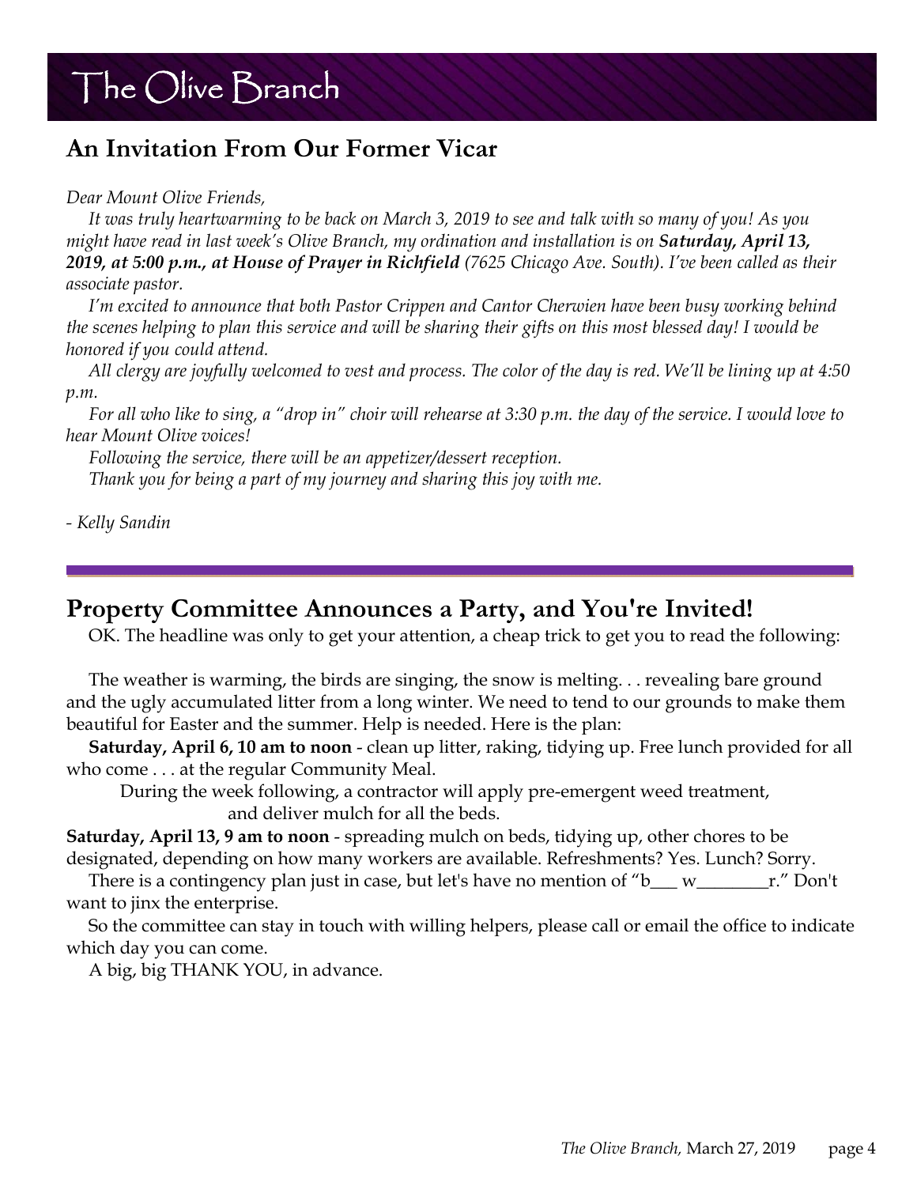# The Olive Branch

## An Invitation From Our Former Vicar

*Dear Mount Olive Friends,*

*It was truly heartwarming to be back on March 3, 2019 to see and talk with so many of you! As you might have read in last week's Olive Branch, my ordination and installation is on* ***Saturday, April 13, 2019, at 5:00 p.m., at House of Prayer in Richfield*** *(7625 Chicago Ave. South). I've been called as their associate pastor.*

*I'm excited to announce that both Pastor Crippen and Cantor Cherwien have been busy working behind the scenes helping to plan this service and will be sharing their gifts on this most blessed day! I would be honored if you could attend.*

*All clergy are joyfully welcomed to vest and process. The color of the day is red. We'll be lining up at 4:50 p.m.*

*For all who like to sing, a "drop in" choir will rehearse at 3:30 p.m. the day of the service. I would love to hear Mount Olive voices!*

*Following the service, there will be an appetizer/dessert reception.*

*Thank you for being a part of my journey and sharing this joy with me.*

*- Kelly Sandin*

---

## Property Committee Announces a Party, and You're Invited!

OK. The headline was only to get your attention, a cheap trick to get you to read the following:

The weather is warming, the birds are singing, the snow is melting. . . revealing bare ground and the ugly accumulated litter from a long winter. We need to tend to our grounds to make them beautiful for Easter and the summer. Help is needed. Here is the plan:

**Saturday, April 6, 10 am to noon** - clean up litter, raking, tidying up. Free lunch provided for all who come . . . at the regular Community Meal.

During the week following, a contractor will apply pre-emergent weed treatment, and deliver mulch for all the beds.

**Saturday, April 13, 9 am to noon** - spreading mulch on beds, tidying up, other chores to be designated, depending on how many workers are available. Refreshments? Yes. Lunch? Sorry.

There is a contingency plan just in case, but let's have no mention of "b___ w________r." Don't want to jinx the enterprise.

So the committee can stay in touch with willing helpers, please call or email the office to indicate which day you can come.

A big, big THANK YOU, in advance.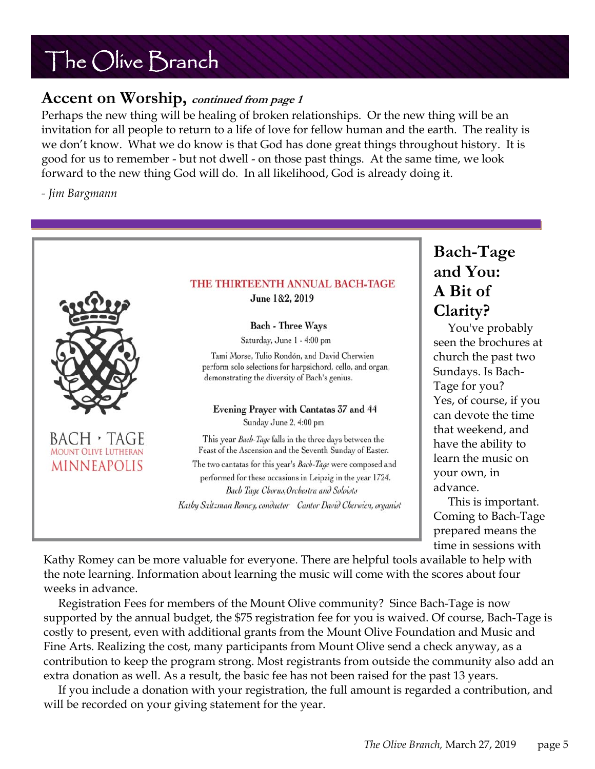## Accent on Worship, *continued from page 1*

Perhaps the new thing will be healing of broken relationships. Or the new thing will be an invitation for all people to return to a life of love for fellow human and the earth. The reality is we don't know. What we do know is that God has done great things throughout history. It is good for us to remember - but not dwell - on those past things. At the same time, we look forward to the new thing God will do. In all likelihood, God is already doing it.

*- Jim Bargmann*

---

BACH · TAGE
MOUNT OLIVE LUTHERAN
MINNEAPOLIS

**THE THIRTEENTH ANNUAL BACH-TAGE**
**June 1&2, 2019**

**Bach - Three Ways**
Saturday, June 1 - 4:00 pm

Tami Morse, Tulio Rondón, and David Cherwien perform solo selections for harpsichord, cello, and organ, demonstrating the diversity of Bach's genius.

**Evening Prayer with Cantatas 37 and 44**
Sunday June 2, 4:00 pm

This year *Bach-Tage* falls in the three days between the Feast of the Ascension and the Seventh Sunday of Easter.

The two cantatas for this year's *Bach-Tage* were composed and performed for these occasions in Leipzig in the year 1724.

*Bach Tage Chorus, Orchestra and Soloists*

*Kathy Saltzman Romey, conductor    Cantor David Cherwien, organist*

## Bach-Tage and You: A Bit of Clarity?

You've probably seen the brochures at church the past two Sundays. Is Bach-Tage for you? Yes, of course, if you can devote the time that weekend, and have the ability to learn the music on your own, in advance.

This is important. Coming to Bach-Tage prepared means the time in sessions with Kathy Romey can be more valuable for everyone. There are helpful tools available to help with the note learning. Information about learning the music will come with the scores about four weeks in advance.

Registration Fees for members of the Mount Olive community? Since Bach-Tage is now supported by the annual budget, the $75 registration fee for you is waived. Of course, Bach-Tage is costly to present, even with additional grants from the Mount Olive Foundation and Music and Fine Arts. Realizing the cost, many participants from Mount Olive send a check anyway, as a contribution to keep the program strong. Most registrants from outside the community also add an extra donation as well. As a result, the basic fee has not been raised for the past 13 years.

If you include a donation with your registration, the full amount is regarded a contribution, and will be recorded on your giving statement for the year.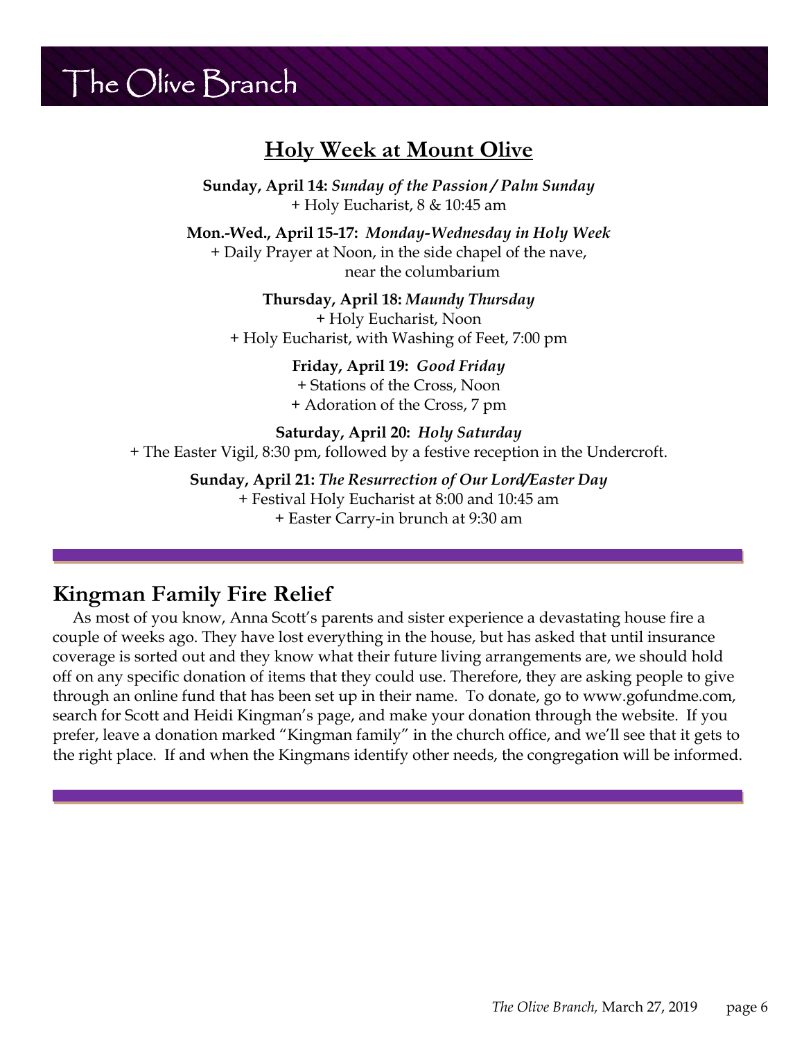## Holy Week at Mount Olive

**Sunday, April 14:** ***Sunday of the Passion / Palm Sunday***
+ Holy Eucharist, 8 & 10:45 am

**Mon.-Wed., April 15-17:** ***Monday-Wednesday in Holy Week***
+ Daily Prayer at Noon, in the side chapel of the nave, near the columbarium

**Thursday, April 18:** ***Maundy Thursday***
+ Holy Eucharist, Noon
+ Holy Eucharist, with Washing of Feet, 7:00 pm

**Friday, April 19:** ***Good Friday***
+ Stations of the Cross, Noon
+ Adoration of the Cross, 7 pm

**Saturday, April 20:** ***Holy Saturday***
+ The Easter Vigil, 8:30 pm, followed by a festive reception in the Undercroft.

**Sunday, April 21:** ***The Resurrection of Our Lord/Easter Day***
+ Festival Holy Eucharist at 8:00 and 10:45 am
+ Easter Carry-in brunch at 9:30 am

---

## Kingman Family Fire Relief

As most of you know, Anna Scott's parents and sister experience a devastating house fire a couple of weeks ago. They have lost everything in the house, but has asked that until insurance coverage is sorted out and they know what their future living arrangements are, we should hold off on any specific donation of items that they could use. Therefore, they are asking people to give through an online fund that has been set up in their name. To donate, go to www.gofundme.com, search for Scott and Heidi Kingman's page, and make your donation through the website. If you prefer, leave a donation marked "Kingman family" in the church office, and we'll see that it gets to the right place. If and when the Kingmans identify other needs, the congregation will be informed.

---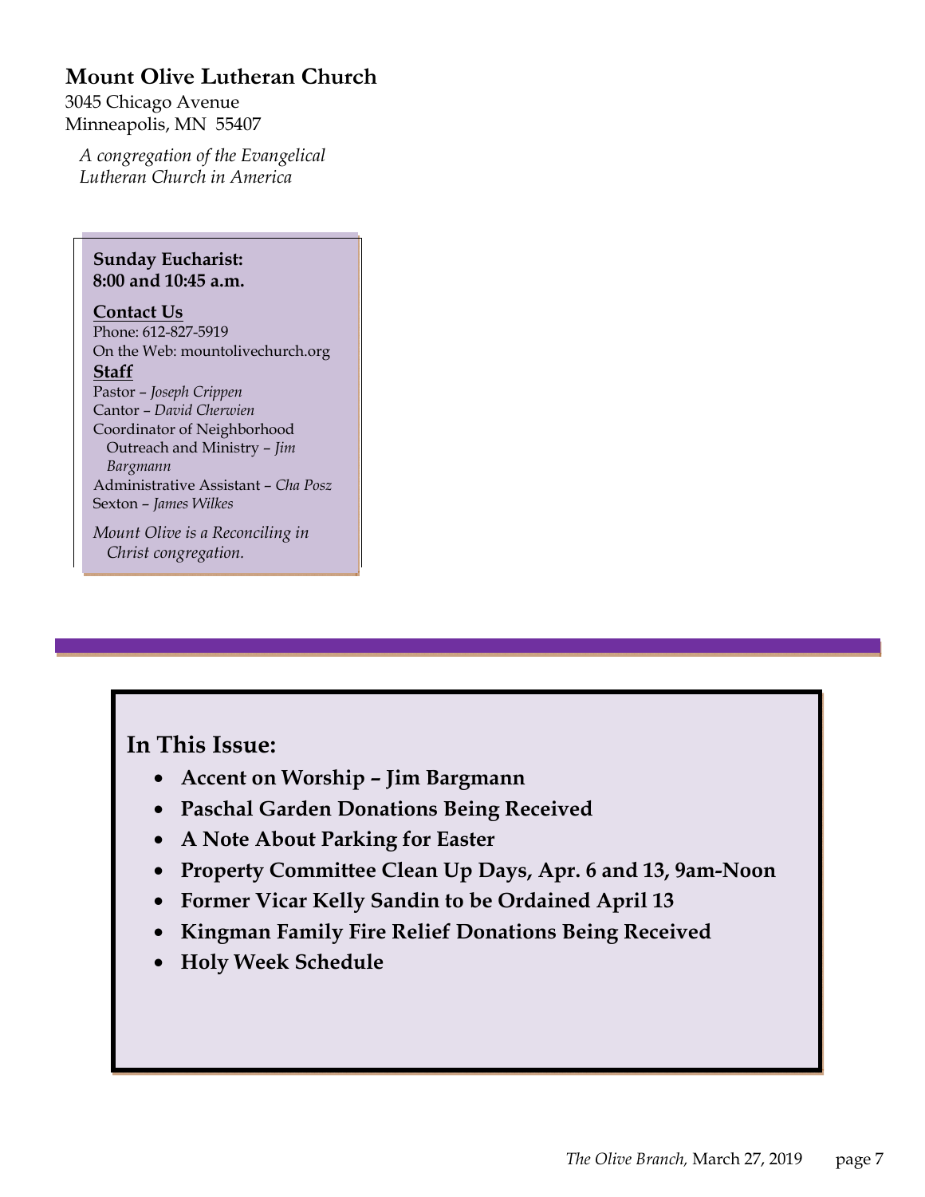**Mount Olive Lutheran Church**
3045 Chicago Avenue
Minneapolis, MN 55407

*A congregation of the Evangelical Lutheran Church in America*

**Sunday Eucharist:**
**8:00 and 10:45 a.m.**

**Contact Us**
Phone: 612-827-5919
On the Web: mountolivechurch.org

**Staff**
Pastor – *Joseph Crippen*
Cantor – *David Cherwien*
Coordinator of Neighborhood Outreach and Ministry – *Jim Bargmann*
Administrative Assistant – *Cha Posz*
Sexton – *James Wilkes*

*Mount Olive is a Reconciling in Christ congregation.*

## In This Issue:

- **Accent on Worship – Jim Bargmann**
- **Paschal Garden Donations Being Received**
- **A Note About Parking for Easter**
- **Property Committee Clean Up Days, Apr. 6 and 13, 9am-Noon**
- **Former Vicar Kelly Sandin to be Ordained April 13**
- **Kingman Family Fire Relief Donations Being Received**
- **Holy Week Schedule**